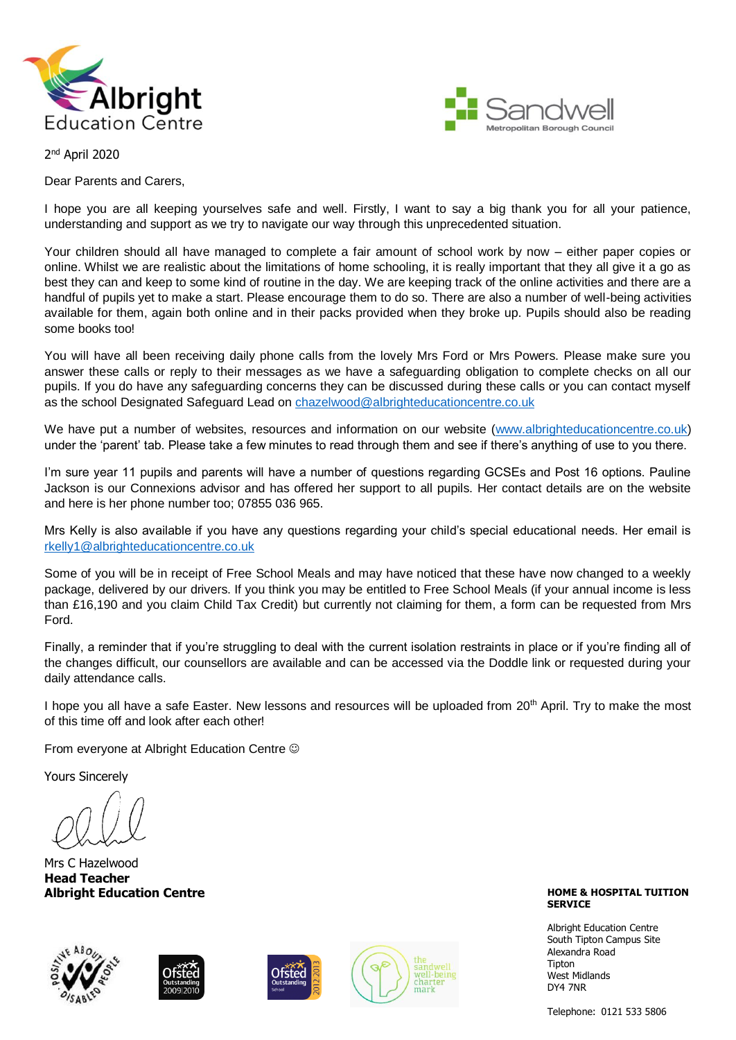Albright Education Centre

Sandwell Metropolitan Borough Council

2nd April 2020

Dear Parents and Carers,

I hope you are all keeping yourselves safe and well. Firstly, I want to say a big thank you for all your patience, understanding and support as we try to navigate our way through this unprecedented situation.

Your children should all have managed to complete a fair amount of school work by now – either paper copies or online. Whilst we are realistic about the limitations of home schooling, it is really important that they all give it a go as best they can and keep to some kind of routine in the day. We are keeping track of the online activities and there are a handful of pupils yet to make a start. Please encourage them to do so. There are also a number of well-being activities available for them, again both online and in their packs provided when they broke up. Pupils should also be reading some books too!

You will have all been receiving daily phone calls from the lovely Mrs Ford or Mrs Powers. Please make sure you answer these calls or reply to their messages as we have a safeguarding obligation to complete checks on all our pupils. If you do have any safeguarding concerns they can be discussed during these calls or you can contact myself as the school Designated Safeguard Lead on chazelwood@albrighteducationcentre.co.uk

We have put a number of websites, resources and information on our website (www.albrighteducationcentre.co.uk) under the 'parent' tab. Please take a few minutes to read through them and see if there's anything of use to you there.

I'm sure year 11 pupils and parents will have a number of questions regarding GCSEs and Post 16 options. Pauline Jackson is our Connexions advisor and has offered her support to all pupils. Her contact details are on the website and here is her phone number too; 07855 036 965.

Mrs Kelly is also available if you have any questions regarding your child's special educational needs. Her email is rkelly1@albrighteducationcentre.co.uk

Some of you will be in receipt of Free School Meals and may have noticed that these have now changed to a weekly package, delivered by our drivers. If you think you may be entitled to Free School Meals (if your annual income is less than £16,190 and you claim Child Tax Credit) but currently not claiming for them, a form can be requested from Mrs Ford.

Finally, a reminder that if you're struggling to deal with the current isolation restraints in place or if you're finding all of the changes difficult, our counsellors are available and can be accessed via the Doddle link or requested during your daily attendance calls.

I hope you all have a safe Easter. New lessons and resources will be uploaded from 20th April. Try to make the most of this time off and look after each other!

From everyone at Albright Education Centre ☺

Yours Sincerely

Mrs C Hazelwood
**Head Teacher**
**Albright Education Centre**

**HOME & HOSPITAL TUITION SERVICE**

Albright Education Centre
South Tipton Campus Site
Alexandra Road
Tipton
West Midlands
DY4 7NR

Telephone: 0121 533 5806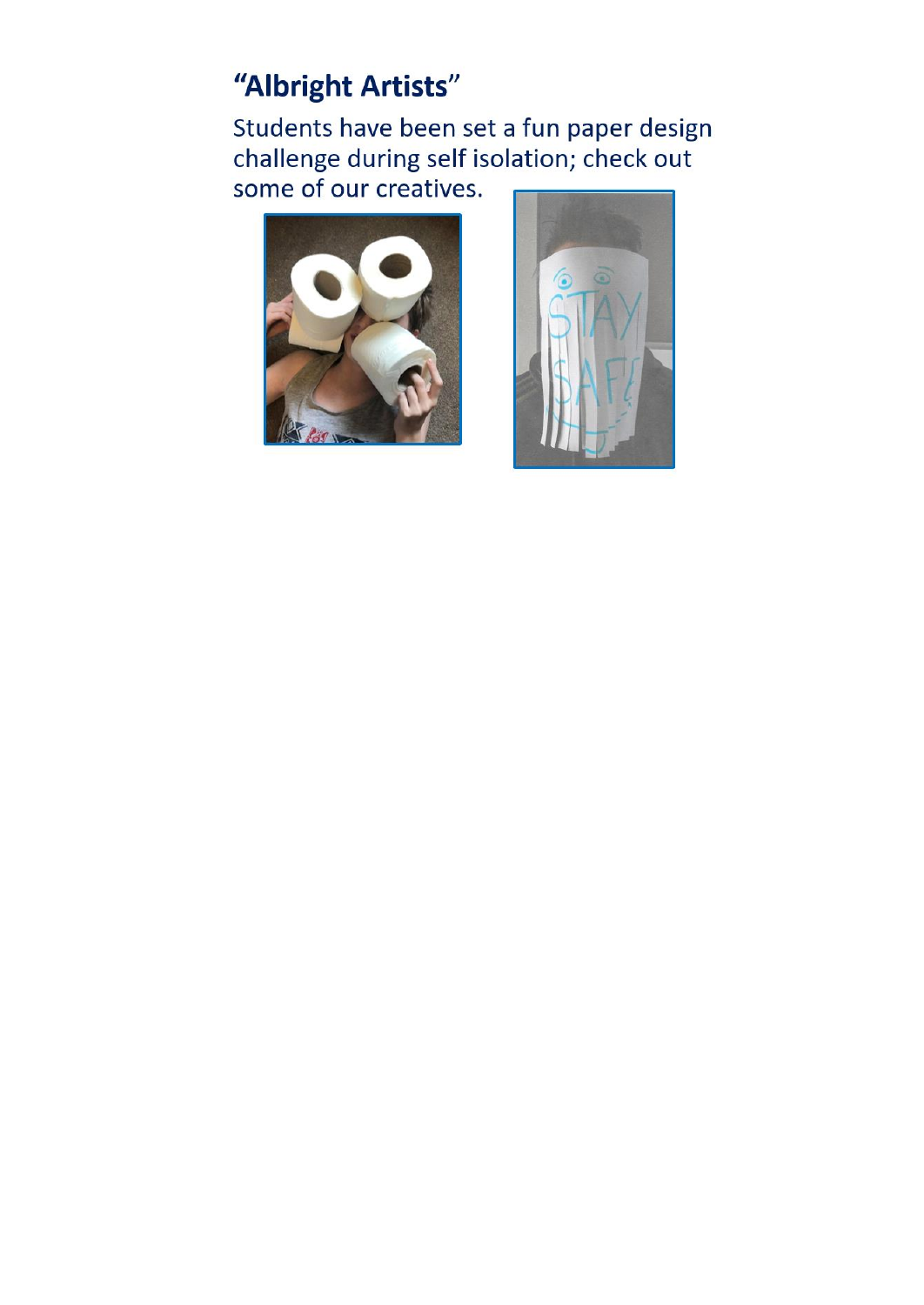## "Albright Artists"

Students have been set a fun paper design challenge during self isolation; check out some of our creatives.